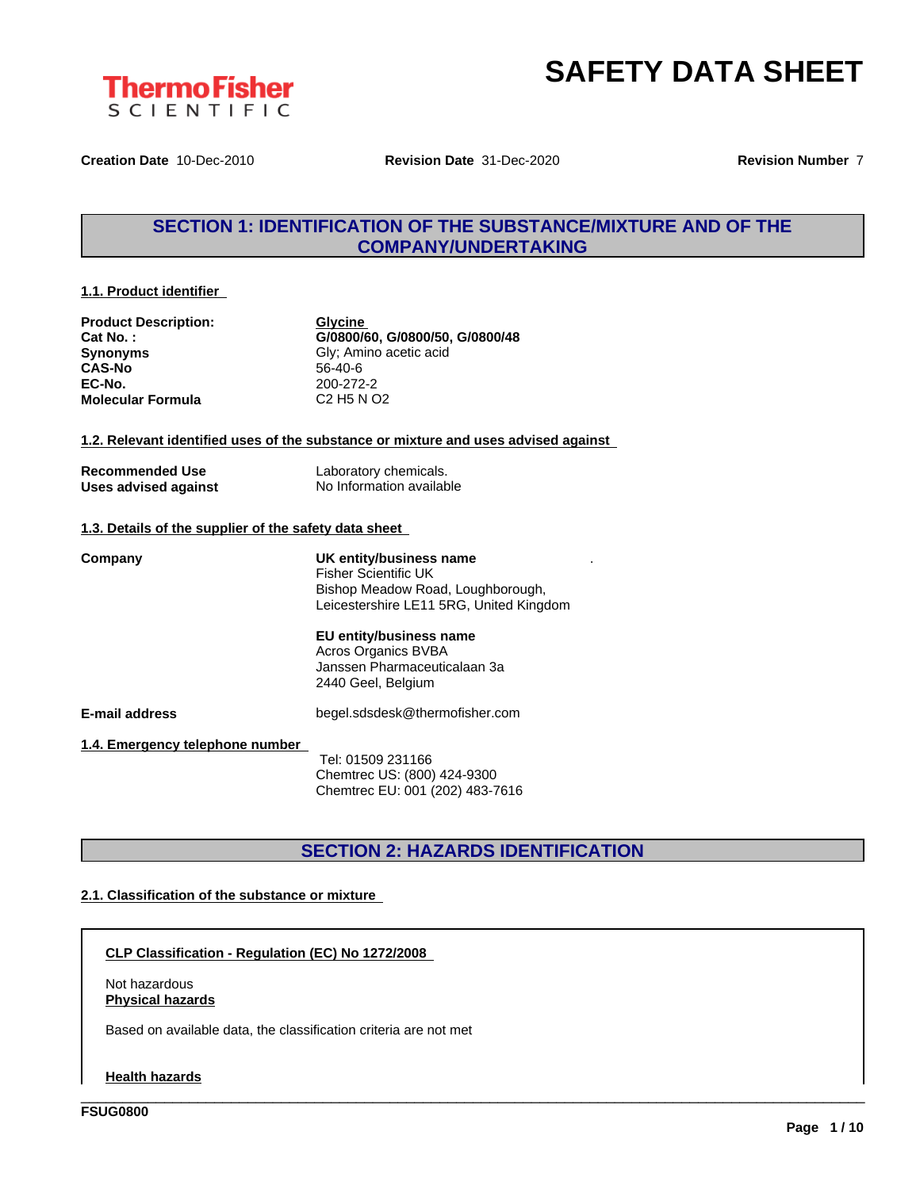# SAFETY DATA SHEET

**Creation Date** 10-Dec-2010 **Revision Date** 31-Dec-2020 **Revision Number** 7

## SECTION 1: IDENTIFICATION OF THE SUBSTANCE/MIXTURE AND OF THE COMPANY/UNDERTAKING

### 1.1. Product identifier

| | |
|---|---|
| **Product Description:** | **Glycine** |
| **Cat No. :** | **G/0800/60, G/0800/50, G/0800/48** |
| **Synonyms** | Gly; Amino acetic acid |
| **CAS-No** | 56-40-6 |
| **EC-No.** | 200-272-2 |
| **Molecular Formula** | C2 H5 N O2 |

### 1.2. Relevant identified uses of the substance or mixture and uses advised against

| | |
|---|---|
| **Recommended Use** | Laboratory chemicals. |
| **Uses advised against** | No Information available |

### 1.3. Details of the supplier of the safety data sheet

**Company**

**UK entity/business name**
Fisher Scientific UK
Bishop Meadow Road, Loughborough,
Leicestershire LE11 5RG, United Kingdom

**EU entity/business name**
Acros Organics BVBA
Janssen Pharmaceuticalaan 3a
2440 Geel, Belgium

**E-mail address** begel.sdsdesk@thermofisher.com

### 1.4. Emergency telephone number

Tel: 01509 231166
Chemtrec US: (800) 424-9300
Chemtrec EU: 001 (202) 483-7616

## SECTION 2: HAZARDS IDENTIFICATION

### 2.1. Classification of the substance or mixture

**CLP Classification - Regulation (EC) No 1272/2008**

Not hazardous

**Physical hazards**

Based on available data, the classification criteria are not met

**Health hazards**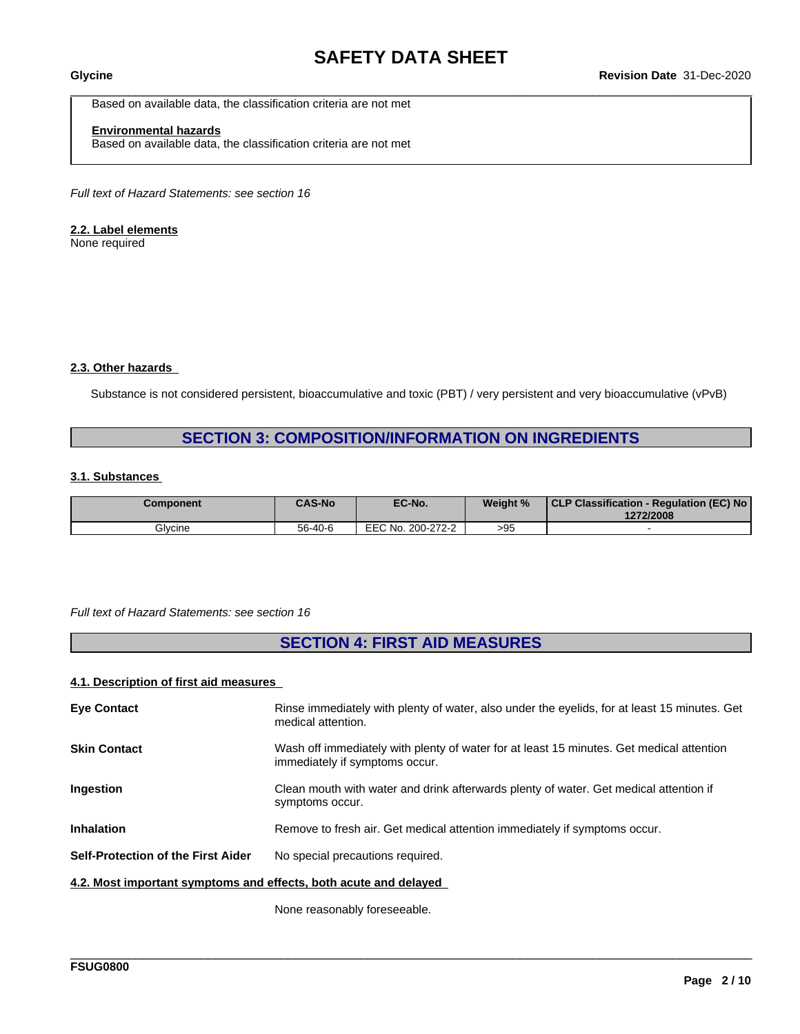Based on available data, the classification criteria are not met

**Environmental hazards**
Based on available data, the classification criteria are not met

*Full text of Hazard Statements: see section 16*

### 2.2. Label elements

None required

### 2.3. Other hazards

Substance is not considered persistent, bioaccumulative and toxic (PBT) / very persistent and very bioaccumulative (vPvB)

## SECTION 3: COMPOSITION/INFORMATION ON INGREDIENTS

### 3.1. Substances

| Component | CAS-No | EC-No. | Weight % | CLP Classification - Regulation (EC) No 1272/2008 |
|---|---|---|---|---|
| Glycine | 56-40-6 | EEC No. 200-272-2 | >95 | - |

*Full text of Hazard Statements: see section 16*

## SECTION 4: FIRST AID MEASURES

### 4.1. Description of first aid measures

**Eye Contact** — Rinse immediately with plenty of water, also under the eyelids, for at least 15 minutes. Get medical attention.

**Skin Contact** — Wash off immediately with plenty of water for at least 15 minutes. Get medical attention immediately if symptoms occur.

**Ingestion** — Clean mouth with water and drink afterwards plenty of water. Get medical attention if symptoms occur.

**Inhalation** — Remove to fresh air. Get medical attention immediately if symptoms occur.

**Self-Protection of the First Aider** — No special precautions required.

### 4.2. Most important symptoms and effects, both acute and delayed

None reasonably foreseeable.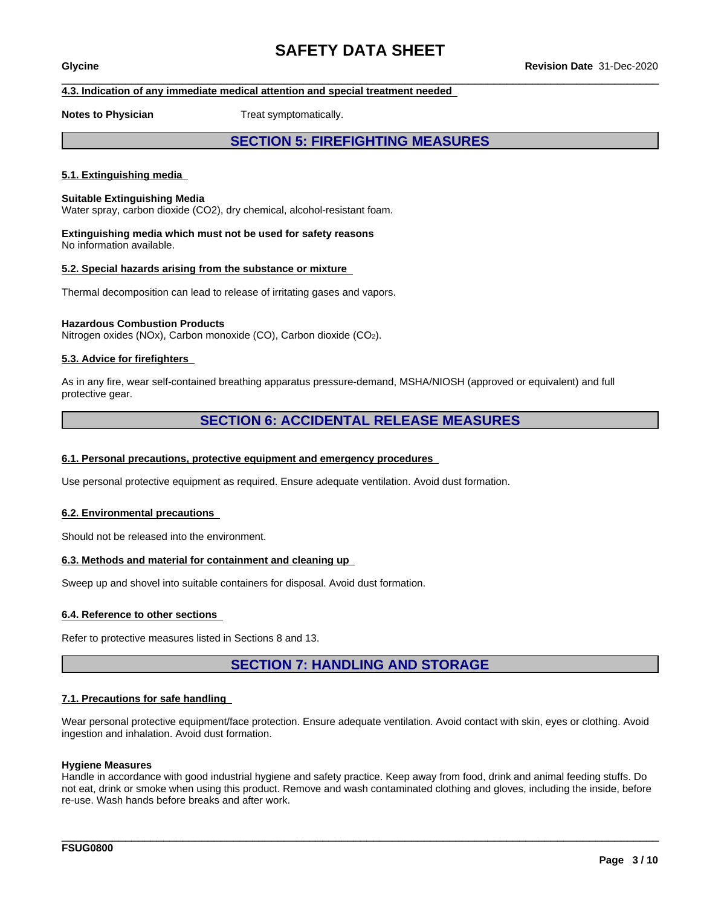### 4.3. Indication of any immediate medical attention and special treatment needed

**Notes to Physician** Treat symptomatically.

## SECTION 5: FIREFIGHTING MEASURES

### 5.1. Extinguishing media

**Suitable Extinguishing Media**
Water spray, carbon dioxide (CO2), dry chemical, alcohol-resistant foam.

**Extinguishing media which must not be used for safety reasons**
No information available.

### 5.2. Special hazards arising from the substance or mixture

Thermal decomposition can lead to release of irritating gases and vapors.

**Hazardous Combustion Products**
Nitrogen oxides (NOx), Carbon monoxide (CO), Carbon dioxide ($CO_2$).

### 5.3. Advice for firefighters

As in any fire, wear self-contained breathing apparatus pressure-demand, MSHA/NIOSH (approved or equivalent) and full protective gear.

## SECTION 6: ACCIDENTAL RELEASE MEASURES

### 6.1. Personal precautions, protective equipment and emergency procedures

Use personal protective equipment as required. Ensure adequate ventilation. Avoid dust formation.

### 6.2. Environmental precautions

Should not be released into the environment.

### 6.3. Methods and material for containment and cleaning up

Sweep up and shovel into suitable containers for disposal. Avoid dust formation.

### 6.4. Reference to other sections

Refer to protective measures listed in Sections 8 and 13.

## SECTION 7: HANDLING AND STORAGE

### 7.1. Precautions for safe handling

Wear personal protective equipment/face protection. Ensure adequate ventilation. Avoid contact with skin, eyes or clothing. Avoid ingestion and inhalation. Avoid dust formation.

**Hygiene Measures**
Handle in accordance with good industrial hygiene and safety practice. Keep away from food, drink and animal feeding stuffs. Do not eat, drink or smoke when using this product. Remove and wash contaminated clothing and gloves, including the inside, before re-use. Wash hands before breaks and after work.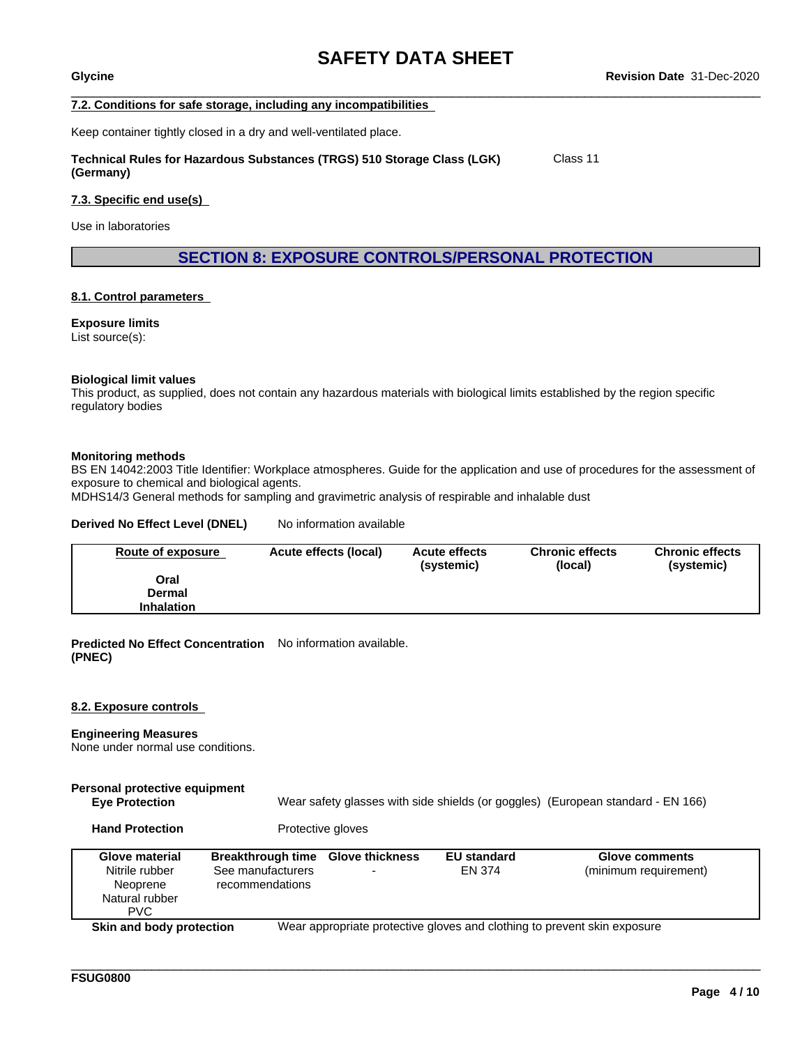#### 7.2. Conditions for safe storage, including any incompatibilities

Keep container tightly closed in a dry and well-ventilated place.

**Technical Rules for Hazardous Substances (TRGS) 510 Storage Class (LGK) (Germany)** Class 11

#### 7.3. Specific end use(s)

Use in laboratories

## SECTION 8: EXPOSURE CONTROLS/PERSONAL PROTECTION

#### 8.1. Control parameters

**Exposure limits**
List source(s):

**Biological limit values**
This product, as supplied, does not contain any hazardous materials with biological limits established by the region specific regulatory bodies

**Monitoring methods**
BS EN 14042:2003 Title Identifier: Workplace atmospheres. Guide for the application and use of procedures for the assessment of exposure to chemical and biological agents.
MDHS14/3 General methods for sampling and gravimetric analysis of respirable and inhalable dust

**Derived No Effect Level (DNEL)** No information available

| Route of exposure | Acute effects (local) | Acute effects (systemic) | Chronic effects (local) | Chronic effects (systemic) |
|---|---|---|---|---|
| **Oral** | | | | |
| **Dermal** | | | | |
| **Inhalation** | | | | |

**Predicted No Effect Concentration (PNEC)** No information available.

#### 8.2. Exposure controls

**Engineering Measures**
None under normal use conditions.

**Personal protective equipment**

**Eye Protection** Wear safety glasses with side shields (or goggles) (European standard - EN 166)

**Hand Protection** Protective gloves

| Glove material | Breakthrough time | Glove thickness | EU standard | Glove comments |
|---|---|---|---|---|
| Nitrile rubber<br>Neoprene<br>Natural rubber<br>PVC | See manufacturers recommendations | - | EN 374 | (minimum requirement) |

**Skin and body protection** Wear appropriate protective gloves and clothing to prevent skin exposure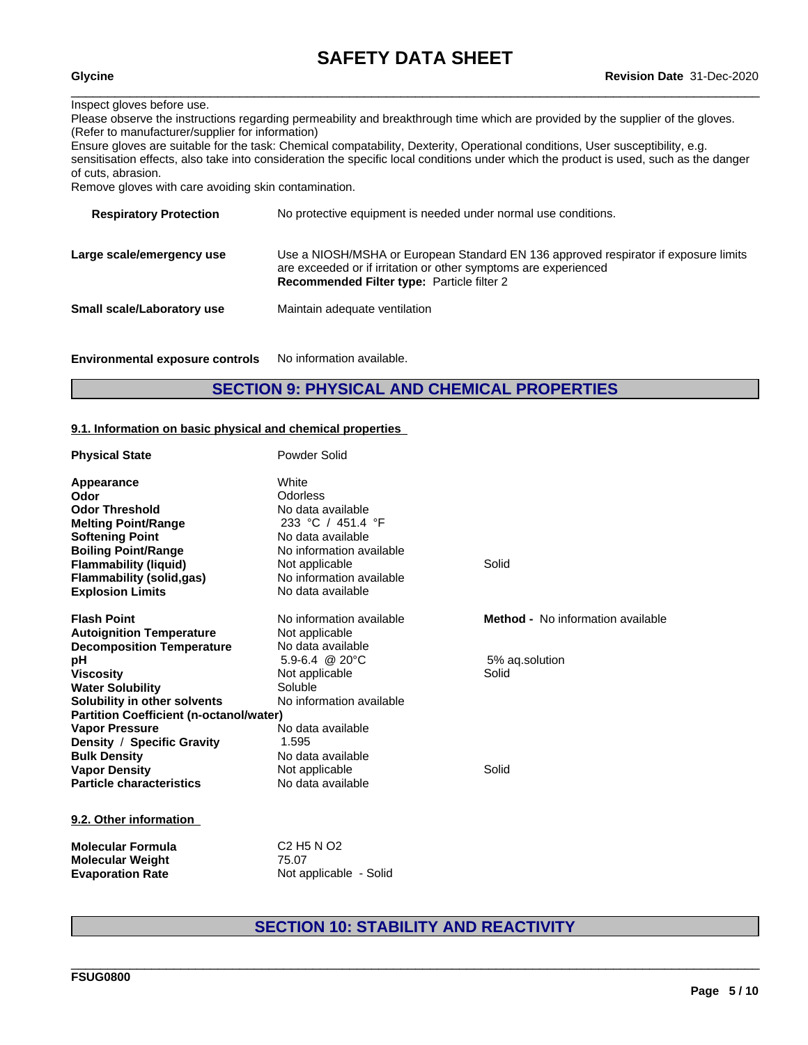Inspect gloves before use.
Please observe the instructions regarding permeability and breakthrough time which are provided by the supplier of the gloves. (Refer to manufacturer/supplier for information)
Ensure gloves are suitable for the task: Chemical compatability, Dexterity, Operational conditions, User susceptibility, e.g. sensitisation effects, also take into consideration the specific local conditions under which the product is used, such as the danger of cuts, abrasion.
Remove gloves with care avoiding skin contamination.

**Respiratory Protection** No protective equipment is needed under normal use conditions.

**Large scale/emergency use** Use a NIOSH/MSHA or European Standard EN 136 approved respirator if exposure limits are exceeded or if irritation or other symptoms are experienced
**Recommended Filter type:** Particle filter 2

**Small scale/Laboratory use** Maintain adequate ventilation

**Environmental exposure controls** No information available.

## SECTION 9: PHYSICAL AND CHEMICAL PROPERTIES

### 9.1. Information on basic physical and chemical properties

| Property | Value | Notes |
|---|---|---|
| **Physical State** | Powder Solid | |
| **Appearance** | White | |
| **Odor** | Odorless | |
| **Odor Threshold** | No data available | |
| **Melting Point/Range** | 233 °C / 451.4 °F | |
| **Softening Point** | No data available | |
| **Boiling Point/Range** | No information available | |
| **Flammability (liquid)** | Not applicable | Solid |
| **Flammability (solid,gas)** | No information available | |
| **Explosion Limits** | No data available | |
| **Flash Point** | No information available | **Method -** No information available |
| **Autoignition Temperature** | Not applicable | |
| **Decomposition Temperature** | No data available | |
| **pH** | 5.9-6.4 @ 20°C | 5% aq.solution |
| **Viscosity** | Not applicable | Solid |
| **Water Solubility** | Soluble | |
| **Solubility in other solvents** | No information available | |
| **Partition Coefficient (n-octanol/water)** | | |
| **Vapor Pressure** | No data available | |
| **Density / Specific Gravity** | 1.595 | |
| **Bulk Density** | No data available | |
| **Vapor Density** | Not applicable | Solid |
| **Particle characteristics** | No data available | |

### 9.2. Other information

| Property | Value |
|---|---|
| **Molecular Formula** | $C_2H_5NO_2$ |
| **Molecular Weight** | 75.07 |
| **Evaporation Rate** | Not applicable - Solid |

## SECTION 10: STABILITY AND REACTIVITY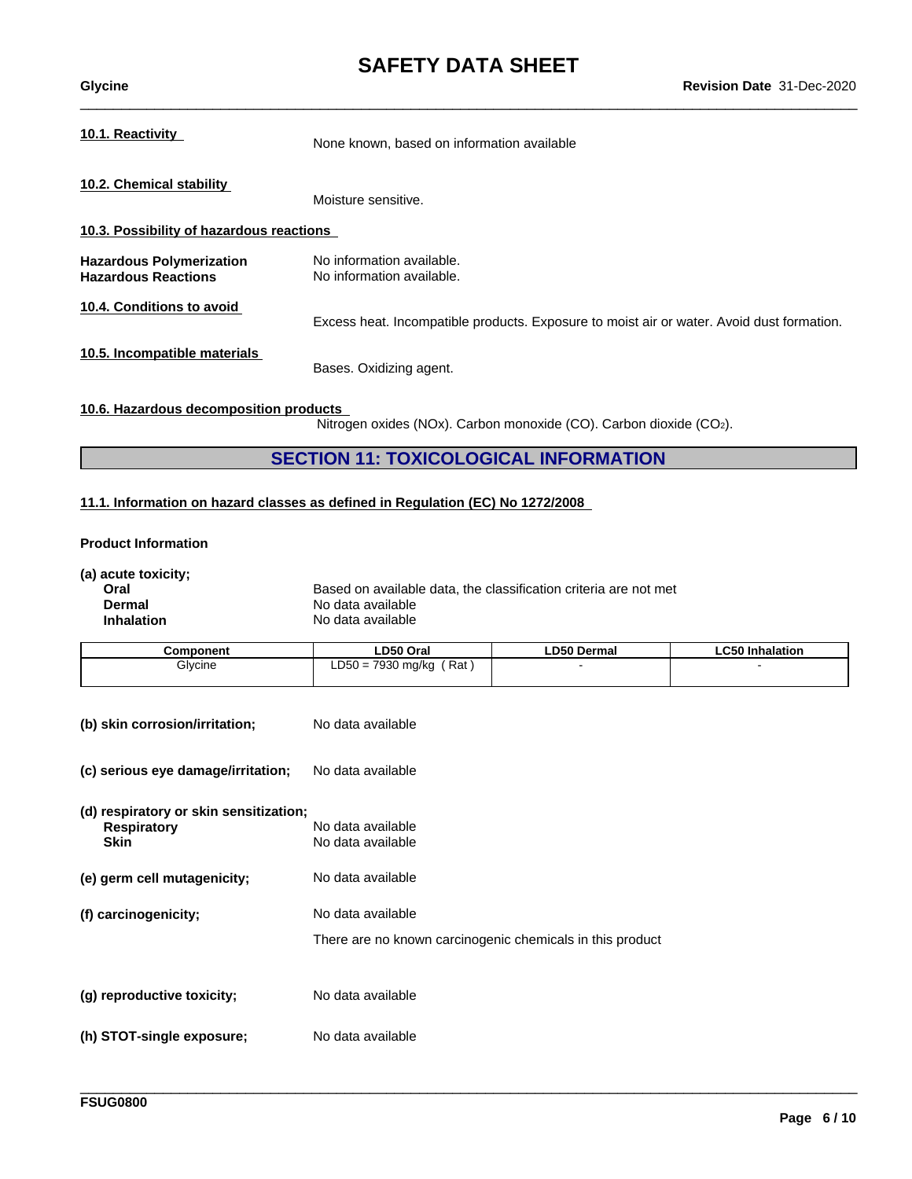**10.1. Reactivity**

None known, based on information available

**10.2. Chemical stability**

Moisture sensitive.

**10.3. Possibility of hazardous reactions**

**Hazardous Polymerization** No information available.
**Hazardous Reactions** No information available.

**10.4. Conditions to avoid**

Excess heat. Incompatible products. Exposure to moist air or water. Avoid dust formation.

**10.5. Incompatible materials**

Bases. Oxidizing agent.

**10.6. Hazardous decomposition products**

Nitrogen oxides (NOx). Carbon monoxide (CO). Carbon dioxide ($CO_2$).

## SECTION 11: TOXICOLOGICAL INFORMATION

**11.1. Information on hazard classes as defined in Regulation (EC) No 1272/2008**

**Product Information**

**(a) acute toxicity;**

**Oral** Based on available data, the classification criteria are not met
**Dermal** No data available
**Inhalation** No data available

| Component | LD50 Oral | LD50 Dermal | LC50 Inhalation |
|---|---|---|---|
| Glycine | LD50 = 7930 mg/kg ( Rat ) | - | - |

**(b) skin corrosion/irritation;** No data available

**(c) serious eye damage/irritation;** No data available

**(d) respiratory or skin sensitization;**

**Respiratory** No data available
**Skin** No data available

**(e) germ cell mutagenicity;** No data available

**(f) carcinogenicity;** No data available

There are no known carcinogenic chemicals in this product

**(g) reproductive toxicity;** No data available

**(h) STOT-single exposure;** No data available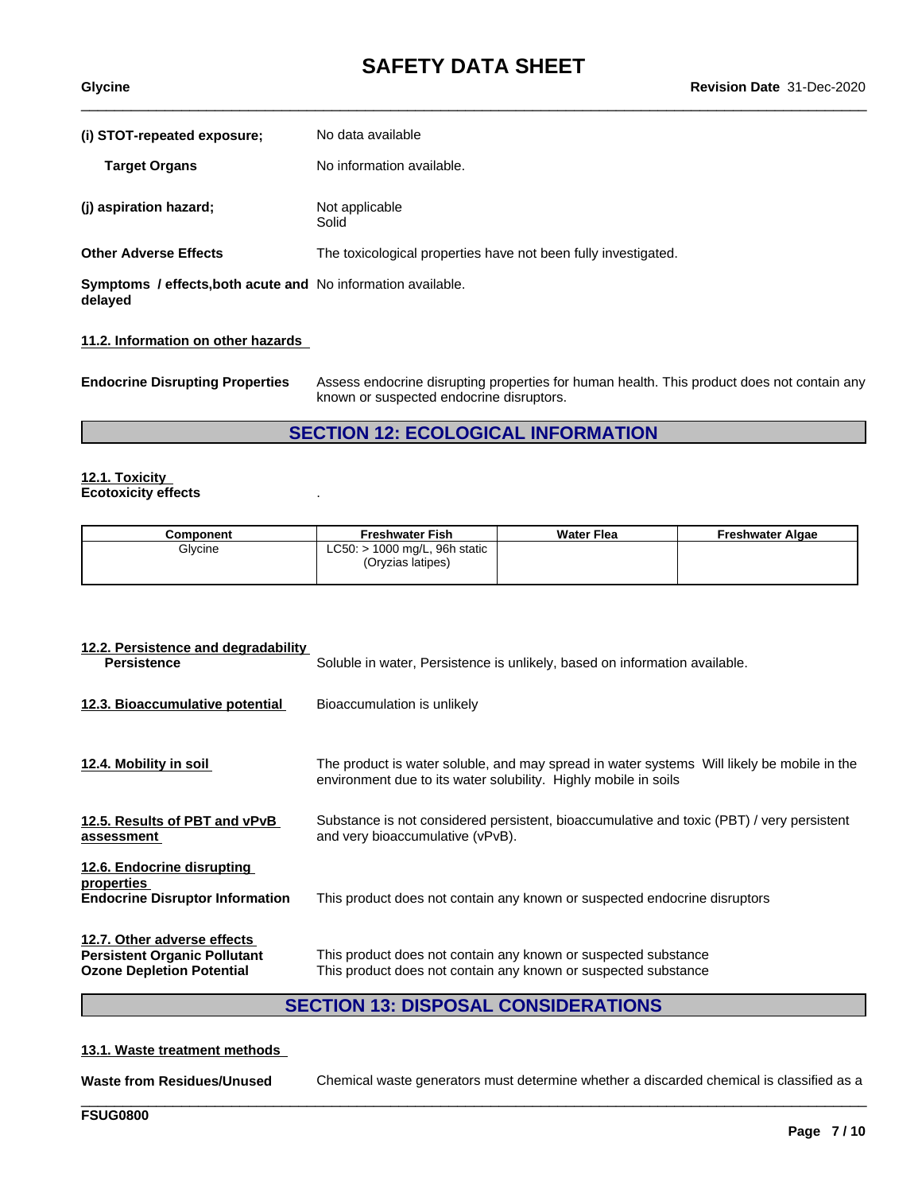**(i) STOT-repeated exposure;** No data available

**Target Organs** No information available.

**(j) aspiration hazard;** Not applicable
Solid

**Other Adverse Effects** The toxicological properties have not been fully investigated.

**Symptoms / effects,both acute and delayed** No information available.

**11.2. Information on other hazards**

**Endocrine Disrupting Properties** Assess endocrine disrupting properties for human health. This product does not contain any known or suspected endocrine disruptors.

## SECTION 12: ECOLOGICAL INFORMATION

**12.1. Toxicity**
**Ecotoxicity effects** .

| Component | Freshwater Fish | Water Flea | Freshwater Algae |
|---|---|---|---|
| Glycine | LC50: > 1000 mg/L, 96h static (Oryzias latipes) | | |

**12.2. Persistence and degradability**
**Persistence** Soluble in water, Persistence is unlikely, based on information available.

**12.3. Bioaccumulative potential** Bioaccumulation is unlikely

**12.4. Mobility in soil** The product is water soluble, and may spread in water systems Will likely be mobile in the environment due to its water solubility. Highly mobile in soils

**12.5. Results of PBT and vPvB assessment** Substance is not considered persistent, bioaccumulative and toxic (PBT) / very persistent and very bioaccumulative (vPvB).

**12.6. Endocrine disrupting properties**
**Endocrine Disruptor Information** This product does not contain any known or suspected endocrine disruptors

**12.7. Other adverse effects**
**Persistent Organic Pollutant** This product does not contain any known or suspected substance
**Ozone Depletion Potential** This product does not contain any known or suspected substance

## SECTION 13: DISPOSAL CONSIDERATIONS

**13.1. Waste treatment methods**

**Waste from Residues/Unused** Chemical waste generators must determine whether a discarded chemical is classified as a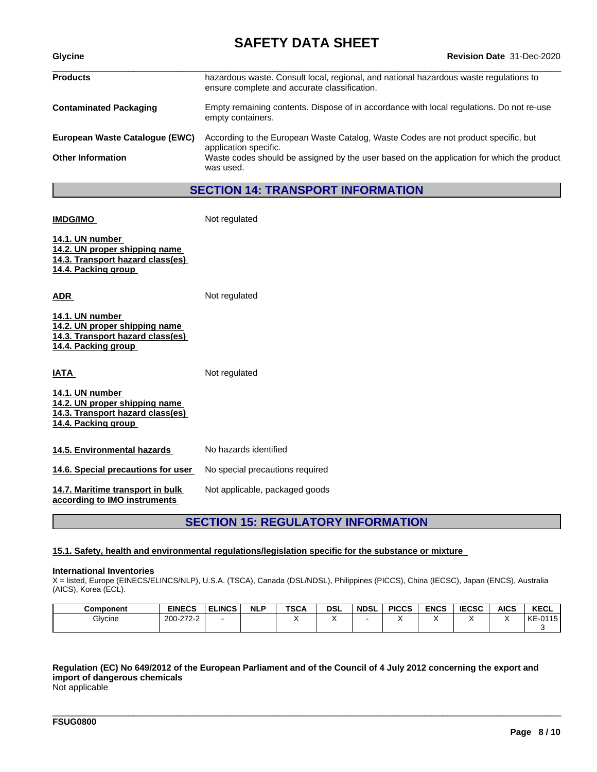| | |
|---|---|
| **Products** | hazardous waste. Consult local, regional, and national hazardous waste regulations to ensure complete and accurate classification. |
| **Contaminated Packaging** | Empty remaining contents. Dispose of in accordance with local regulations. Do not re-use empty containers. |
| **European Waste Catalogue (EWC)** | According to the European Waste Catalog, Waste Codes are not product specific, but application specific. |
| **Other Information** | Waste codes should be assigned by the user based on the application for which the product was used. |

## SECTION 14: TRANSPORT INFORMATION

**IMDG/IMO** Not regulated

**14.1. UN number**
**14.2. UN proper shipping name**
**14.3. Transport hazard class(es)**
**14.4. Packing group**

**ADR** Not regulated

**14.1. UN number**
**14.2. UN proper shipping name**
**14.3. Transport hazard class(es)**
**14.4. Packing group**

**IATA** Not regulated

**14.1. UN number**
**14.2. UN proper shipping name**
**14.3. Transport hazard class(es)**
**14.4. Packing group**

**14.5. Environmental hazards** No hazards identified

**14.6. Special precautions for user** No special precautions required

**14.7. Maritime transport in bulk according to IMO instruments** Not applicable, packaged goods

## SECTION 15: REGULATORY INFORMATION

**15.1. Safety, health and environmental regulations/legislation specific for the substance or mixture**

**International Inventories**
X = listed, Europe (EINECS/ELINCS/NLP), U.S.A. (TSCA), Canada (DSL/NDSL), Philippines (PICCS), China (IECSC), Japan (ENCS), Australia (AICS), Korea (ECL).

| Component | EINECS | ELINCS | NLP | TSCA | DSL | NDSL | PICCS | ENCS | IECSC | AICS | KECL |
|---|---|---|---|---|---|---|---|---|---|---|---|
| Glycine | 200-272-2 | - | | X | X | - | X | X | X | X | KE-01153 |

**Regulation (EC) No 649/2012 of the European Parliament and of the Council of 4 July 2012 concerning the export and import of dangerous chemicals**
Not applicable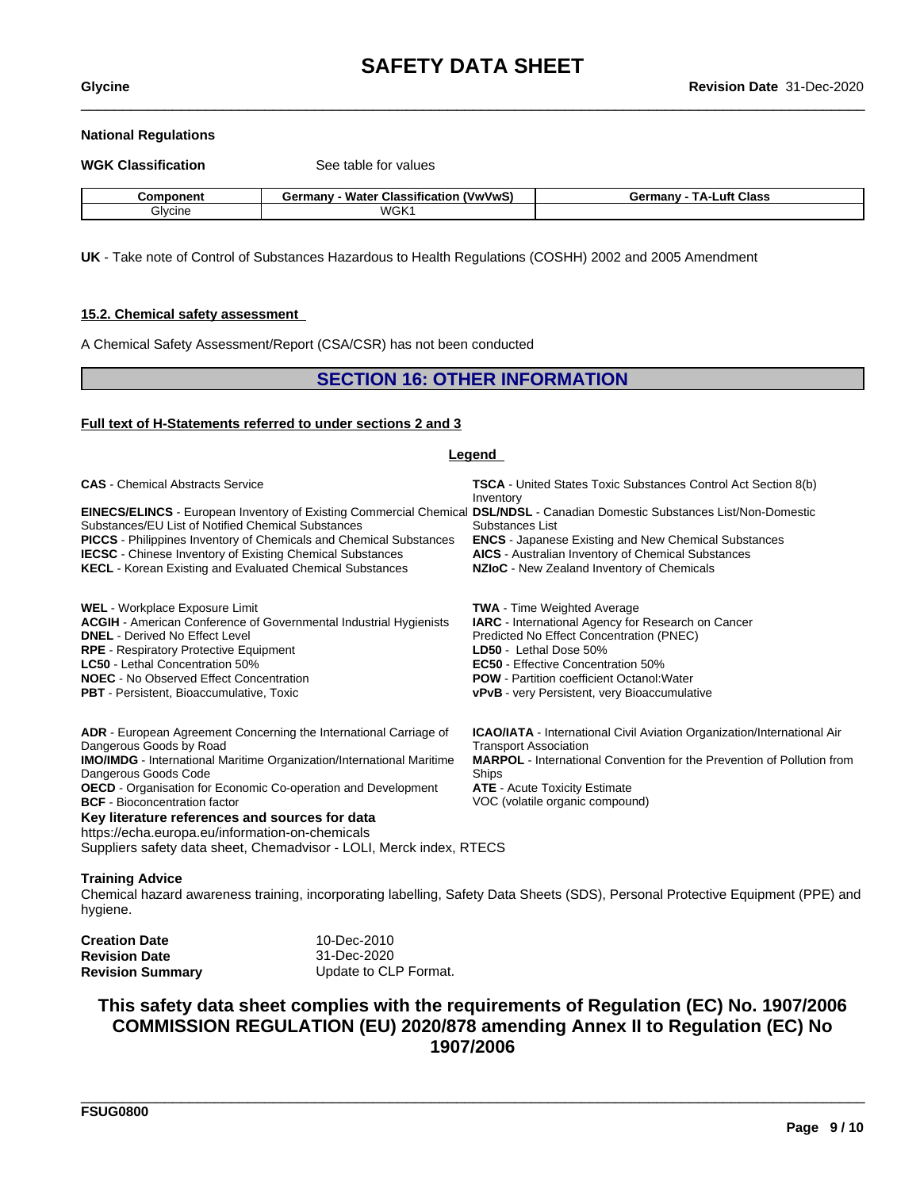### National Regulations

**WGK Classification** See table for values

| Component | Germany - Water Classification (VwVwS) | Germany - TA-Luft Class |
|---|---|---|
| Glycine | WGK1 | |

**UK** - Take note of Control of Substances Hazardous to Health Regulations (COSHH) 2002 and 2005 Amendment

#### 15.2. Chemical safety assessment

A Chemical Safety Assessment/Report (CSA/CSR) has not been conducted

## SECTION 16: OTHER INFORMATION

#### Full text of H-Statements referred to under sections 2 and 3

**Legend**

**CAS** - Chemical Abstracts Service
**EINECS/ELINCS** - European Inventory of Existing Commercial Chemical Substances/EU List of Notified Chemical Substances
**PICCS** - Philippines Inventory of Chemicals and Chemical Substances
**IECSC** - Chinese Inventory of Existing Chemical Substances
**KECL** - Korean Existing and Evaluated Chemical Substances
**TSCA** - United States Toxic Substances Control Act Section 8(b) Inventory
**DSL/NDSL** - Canadian Domestic Substances List/Non-Domestic Substances List
**ENCS** - Japanese Existing and New Chemical Substances
**AICS** - Australian Inventory of Chemical Substances
**NZIoC** - New Zealand Inventory of Chemicals

**WEL** - Workplace Exposure Limit
**ACGIH** - American Conference of Governmental Industrial Hygienists
**DNEL** - Derived No Effect Level
**RPE** - Respiratory Protective Equipment
**LC50** - Lethal Concentration 50%
**NOEC** - No Observed Effect Concentration
**PBT** - Persistent, Bioaccumulative, Toxic
**TWA** - Time Weighted Average
**IARC** - International Agency for Research on Cancer
Predicted No Effect Concentration (PNEC)
**LD50** - Lethal Dose 50%
**EC50** - Effective Concentration 50%
**POW** - Partition coefficient Octanol:Water
**vPvB** - very Persistent, very Bioaccumulative

**ADR** - European Agreement Concerning the International Carriage of Dangerous Goods by Road
**IMO/IMDG** - International Maritime Organization/International Maritime Dangerous Goods Code
**OECD** - Organisation for Economic Co-operation and Development
**BCF** - Bioconcentration factor
**ICAO/IATA** - International Civil Aviation Organization/International Air Transport Association
**MARPOL** - International Convention for the Prevention of Pollution from Ships
**ATE** - Acute Toxicity Estimate
VOC (volatile organic compound)

**Key literature references and sources for data**
https://echa.europa.eu/information-on-chemicals
Suppliers safety data sheet, Chemadvisor - LOLI, Merck index, RTECS

**Training Advice**
Chemical hazard awareness training, incorporating labelling, Safety Data Sheets (SDS), Personal Protective Equipment (PPE) and hygiene.

**Creation Date** 10-Dec-2010
**Revision Date** 31-Dec-2020
**Revision Summary** Update to CLP Format.

**This safety data sheet complies with the requirements of Regulation (EC) No. 1907/2006 COMMISSION REGULATION (EU) 2020/878 amending Annex II to Regulation (EC) No 1907/2006**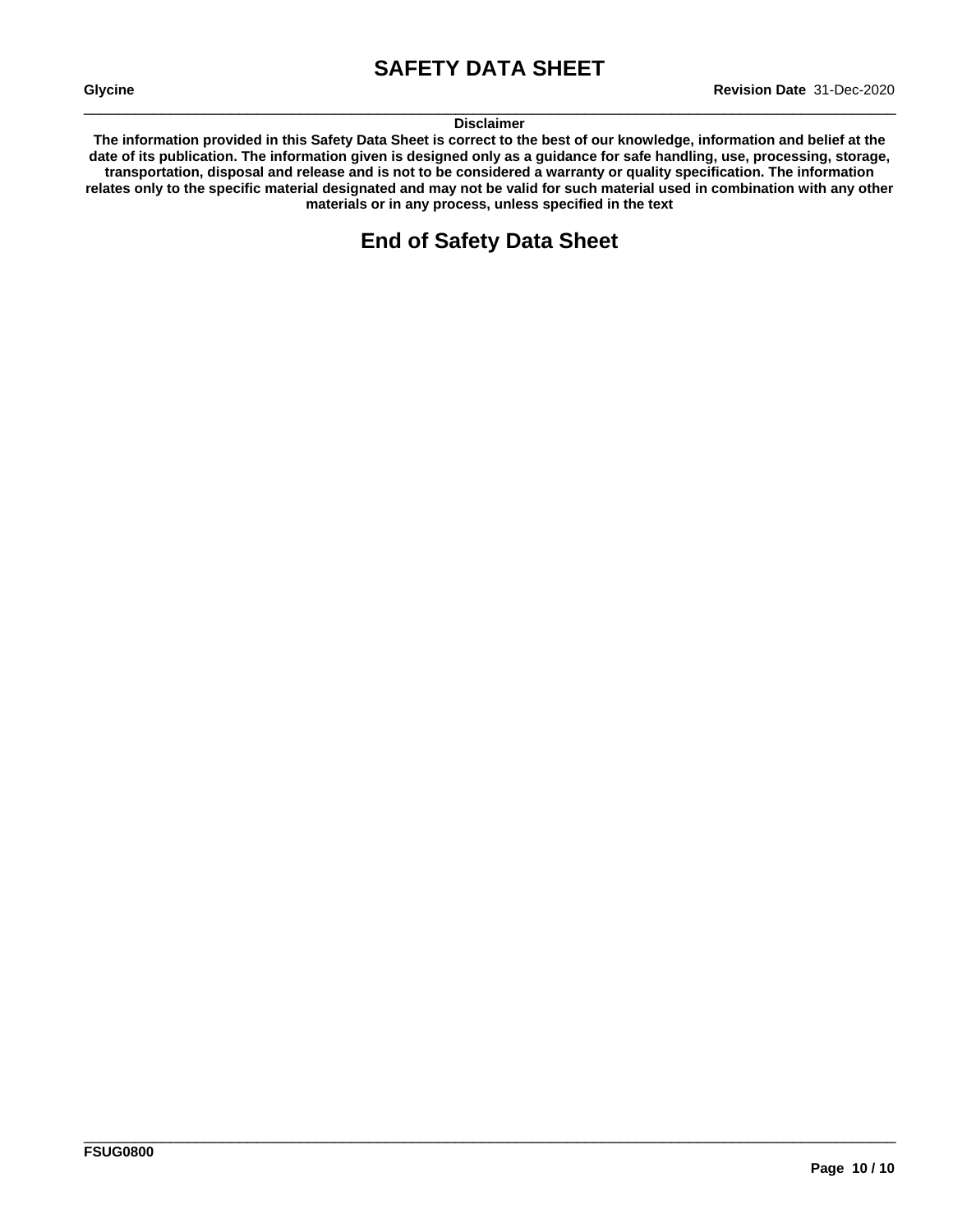**Disclaimer**

**The information provided in this Safety Data Sheet is correct to the best of our knowledge, information and belief at the date of its publication. The information given is designed only as a guidance for safe handling, use, processing, storage, transportation, disposal and release and is not to be considered a warranty or quality specification. The information relates only to the specific material designated and may not be valid for such material used in combination with any other materials or in any process, unless specified in the text**

## End of Safety Data Sheet